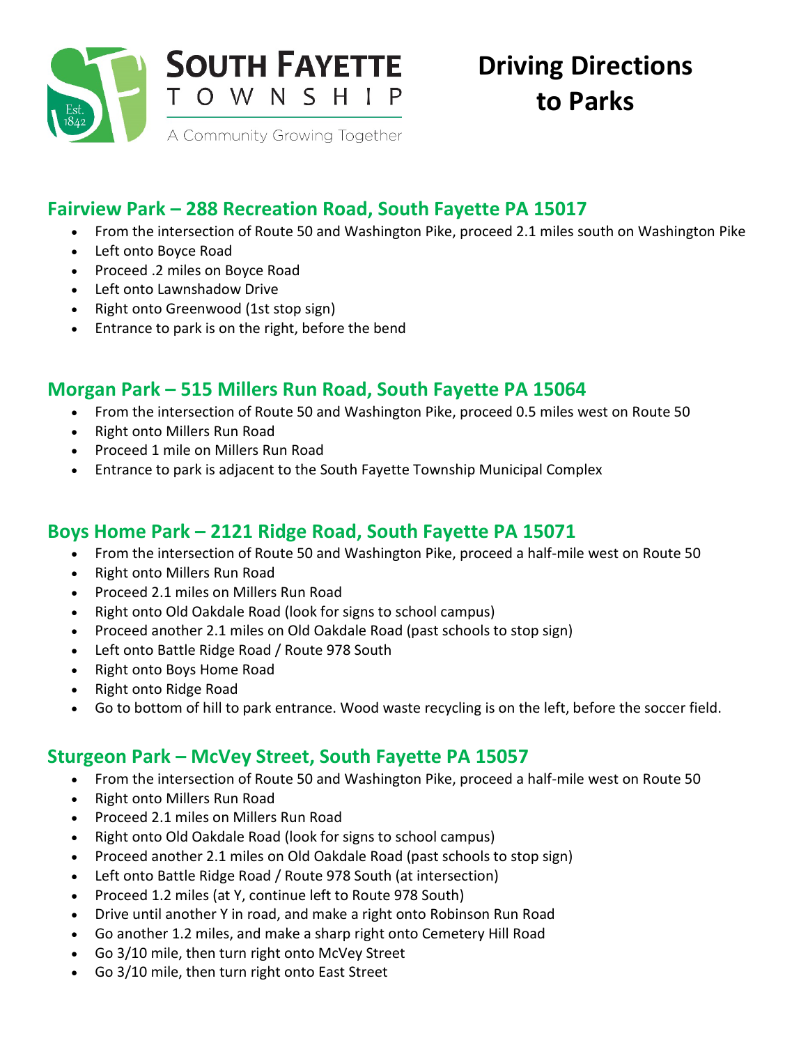# SOUTH FAYETTE TOWNSHIP

A Community Growing Together

# Driving Directions to Parks

## Fairview Park – 288 Recreation Road, South Fayette PA 15017

- From the intersection of Route 50 and Washington Pike, proceed 2.1 miles south on Washington Pike
- Left onto Boyce Road
- Proceed .2 miles on Boyce Road
- Left onto Lawnshadow Drive
- Right onto Greenwood (1st stop sign)
- Entrance to park is on the right, before the bend

## Morgan Park – 515 Millers Run Road, South Fayette PA 15064

- From the intersection of Route 50 and Washington Pike, proceed 0.5 miles west on Route 50
- Right onto Millers Run Road
- Proceed 1 mile on Millers Run Road
- Entrance to park is adjacent to the South Fayette Township Municipal Complex

## Boys Home Park – 2121 Ridge Road, South Fayette PA 15071

- From the intersection of Route 50 and Washington Pike, proceed a half-mile west on Route 50
- Right onto Millers Run Road
- Proceed 2.1 miles on Millers Run Road
- Right onto Old Oakdale Road (look for signs to school campus)
- Proceed another 2.1 miles on Old Oakdale Road (past schools to stop sign)
- Left onto Battle Ridge Road / Route 978 South
- Right onto Boys Home Road
- Right onto Ridge Road
- Go to bottom of hill to park entrance. Wood waste recycling is on the left, before the soccer field.

## Sturgeon Park – McVey Street, South Fayette PA 15057

- From the intersection of Route 50 and Washington Pike, proceed a half-mile west on Route 50
- Right onto Millers Run Road
- Proceed 2.1 miles on Millers Run Road
- Right onto Old Oakdale Road (look for signs to school campus)
- Proceed another 2.1 miles on Old Oakdale Road (past schools to stop sign)
- Left onto Battle Ridge Road / Route 978 South (at intersection)
- Proceed 1.2 miles (at Y, continue left to Route 978 South)
- Drive until another Y in road, and make a right onto Robinson Run Road
- Go another 1.2 miles, and make a sharp right onto Cemetery Hill Road
- Go 3/10 mile, then turn right onto McVey Street
- Go 3/10 mile, then turn right onto East Street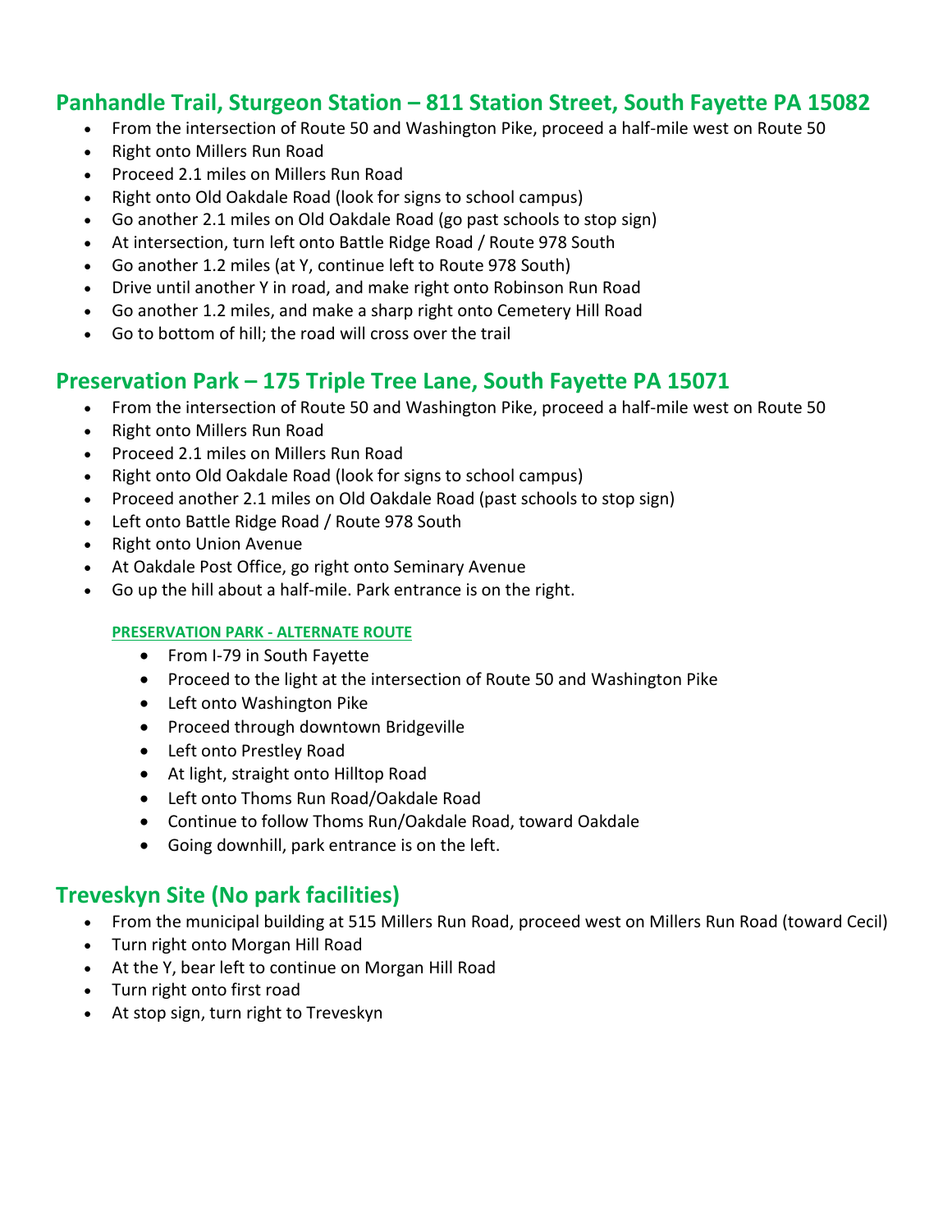## Panhandle Trail, Sturgeon Station – 811 Station Street, South Fayette PA 15082

- From the intersection of Route 50 and Washington Pike, proceed a half-mile west on Route 50
- Right onto Millers Run Road
- Proceed 2.1 miles on Millers Run Road
- Right onto Old Oakdale Road (look for signs to school campus)
- Go another 2.1 miles on Old Oakdale Road (go past schools to stop sign)
- At intersection, turn left onto Battle Ridge Road / Route 978 South
- Go another 1.2 miles (at Y, continue left to Route 978 South)
- Drive until another Y in road, and make right onto Robinson Run Road
- Go another 1.2 miles, and make a sharp right onto Cemetery Hill Road
- Go to bottom of hill; the road will cross over the trail

## Preservation Park – 175 Triple Tree Lane, South Fayette PA 15071

- From the intersection of Route 50 and Washington Pike, proceed a half-mile west on Route 50
- Right onto Millers Run Road
- Proceed 2.1 miles on Millers Run Road
- Right onto Old Oakdale Road (look for signs to school campus)
- Proceed another 2.1 miles on Old Oakdale Road (past schools to stop sign)
- Left onto Battle Ridge Road / Route 978 South
- Right onto Union Avenue
- At Oakdale Post Office, go right onto Seminary Avenue
- Go up the hill about a half-mile. Park entrance is on the right.

#### PRESERVATION PARK - ALTERNATE ROUTE

- From I-79 in South Fayette
- Proceed to the light at the intersection of Route 50 and Washington Pike
- Left onto Washington Pike
- Proceed through downtown Bridgeville
- Left onto Prestley Road
- At light, straight onto Hilltop Road
- Left onto Thoms Run Road/Oakdale Road
- Continue to follow Thoms Run/Oakdale Road, toward Oakdale
- Going downhill, park entrance is on the left.

## Treveskyn Site (No park facilities)

- From the municipal building at 515 Millers Run Road, proceed west on Millers Run Road (toward Cecil)
- Turn right onto Morgan Hill Road
- At the Y, bear left to continue on Morgan Hill Road
- Turn right onto first road
- At stop sign, turn right to Treveskyn